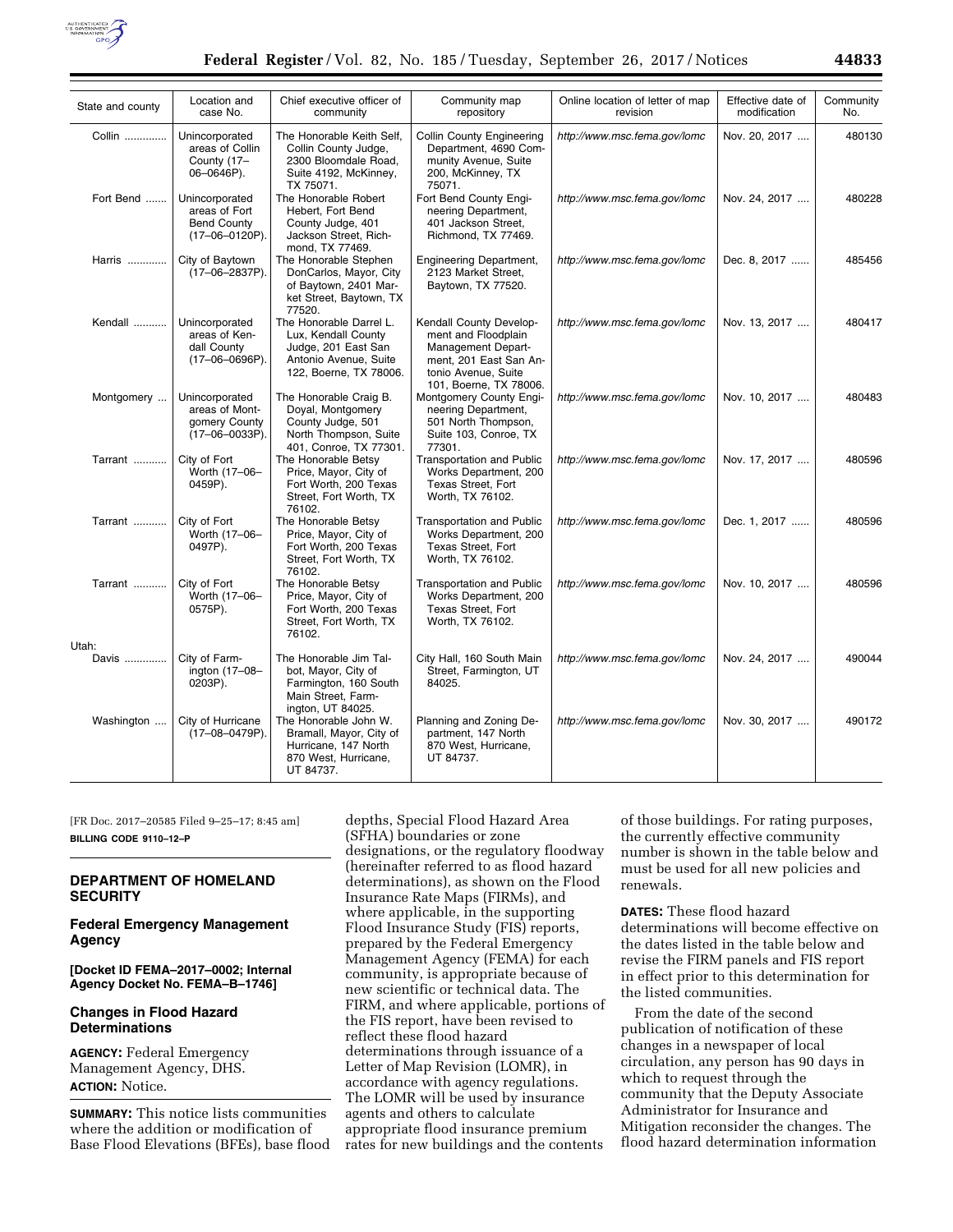| State and county | Location and case No. | Chief executive officer of community | Community map repository | Online location of letter of map revision | Effective date of modification | Community No. |
|---|---|---|---|---|---|---|
| Collin ............. | Unincorporated areas of Collin County (17–06–0646P). | The Honorable Keith Self, Collin County Judge, 2300 Bloomdale Road, Suite 4192, McKinney, TX 75071. | Collin County Engineering Department, 4690 Community Avenue, Suite 200, McKinney, TX 75071. | *http://www.msc.fema.gov/lomc* | Nov. 20, 2017 .... | 480130 |
| Fort Bend ....... | Unincorporated areas of Fort Bend County (17–06–0120P). | The Honorable Robert Hebert, Fort Bend County Judge, 401 Jackson Street, Richmond, TX 77469. | Fort Bend County Engineering Department, 401 Jackson Street, Richmond, TX 77469. | *http://www.msc.fema.gov/lomc* | Nov. 24, 2017 .... | 480228 |
| Harris ............. | City of Baytown (17–06–2837P). | The Honorable Stephen DonCarlos, Mayor, City of Baytown, 2401 Market Street, Baytown, TX 77520. | Engineering Department, 2123 Market Street, Baytown, TX 77520. | *http://www.msc.fema.gov/lomc* | Dec. 8, 2017 ...... | 485456 |
| Kendall ........... | Unincorporated areas of Kendall County (17–06–0696P). | The Honorable Darrel L. Lux, Kendall County Judge, 201 East San Antonio Avenue, Suite 122, Boerne, TX 78006. | Kendall County Development and Floodplain Management Department, 201 East San Antonio Avenue, Suite 101, Boerne, TX 78006. | *http://www.msc.fema.gov/lomc* | Nov. 13, 2017 .... | 480417 |
| Montgomery ... | Unincorporated areas of Montgomery County (17–06–0033P). | The Honorable Craig B. Doyal, Montgomery County Judge, 501 North Thompson, Suite 401, Conroe, TX 77301. | Montgomery County Engineering Department, 501 North Thompson, Suite 103, Conroe, TX 77301. | *http://www.msc.fema.gov/lomc* | Nov. 10, 2017 .... | 480483 |
| Tarrant ........... | City of Fort Worth (17–06–0459P). | The Honorable Betsy Price, Mayor, City of Fort Worth, 200 Texas Street, Fort Worth, TX 76102. | Transportation and Public Works Department, 200 Texas Street, Fort Worth, TX 76102. | *http://www.msc.fema.gov/lomc* | Nov. 17, 2017 .... | 480596 |
| Tarrant ........... | City of Fort Worth (17–06–0497P). | The Honorable Betsy Price, Mayor, City of Fort Worth, 200 Texas Street, Fort Worth, TX 76102. | Transportation and Public Works Department, 200 Texas Street, Fort Worth, TX 76102. | *http://www.msc.fema.gov/lomc* | Dec. 1, 2017 ...... | 480596 |
| Tarrant ........... | City of Fort Worth (17–06–0575P). | The Honorable Betsy Price, Mayor, City of Fort Worth, 200 Texas Street, Fort Worth, TX 76102. | Transportation and Public Works Department, 200 Texas Street, Fort Worth, TX 76102. | *http://www.msc.fema.gov/lomc* | Nov. 10, 2017 .... | 480596 |
| Utah: | | | | | | |
| Davis ............. | City of Farmington (17–08–0203P). | The Honorable Jim Talbot, Mayor, City of Farmington, 160 South Main Street, Farmington, UT 84025. | City Hall, 160 South Main Street, Farmington, UT 84025. | *http://www.msc.fema.gov/lomc* | Nov. 24, 2017 .... | 490044 |
| Washington .... | City of Hurricane (17–08–0479P). | The Honorable John W. Bramall, Mayor, City of Hurricane, 147 North 870 West, Hurricane, UT 84737. | Planning and Zoning Department, 147 North 870 West, Hurricane, UT 84737. | *http://www.msc.fema.gov/lomc* | Nov. 30, 2017 .... | 490172 |

[FR Doc. 2017–20585 Filed 9–25–17; 8:45 am]

**BILLING CODE 9110–12–P**

## DEPARTMENT OF HOMELAND SECURITY

### Federal Emergency Management Agency

**[Docket ID FEMA–2017–0002; Internal Agency Docket No. FEMA–B–1746]**

### Changes in Flood Hazard Determinations

**AGENCY:** Federal Emergency Management Agency, DHS.

**ACTION:** Notice.

**SUMMARY:** This notice lists communities where the addition or modification of Base Flood Elevations (BFEs), base flood depths, Special Flood Hazard Area (SFHA) boundaries or zone designations, or the regulatory floodway (hereinafter referred to as flood hazard determinations), as shown on the Flood Insurance Rate Maps (FIRMs), and where applicable, in the supporting Flood Insurance Study (FIS) reports, prepared by the Federal Emergency Management Agency (FEMA) for each community, is appropriate because of new scientific or technical data. The FIRM, and where applicable, portions of the FIS report, have been revised to reflect these flood hazard determinations through issuance of a Letter of Map Revision (LOMR), in accordance with agency regulations. The LOMR will be used by insurance agents and others to calculate appropriate flood insurance premium rates for new buildings and the contents of those buildings. For rating purposes, the currently effective community number is shown in the table below and must be used for all new policies and renewals.

**DATES:** These flood hazard determinations will become effective on the dates listed in the table below and revise the FIRM panels and FIS report in effect prior to this determination for the listed communities.

From the date of the second publication of notification of these changes in a newspaper of local circulation, any person has 90 days in which to request through the community that the Deputy Associate Administrator for Insurance and Mitigation reconsider the changes. The flood hazard determination information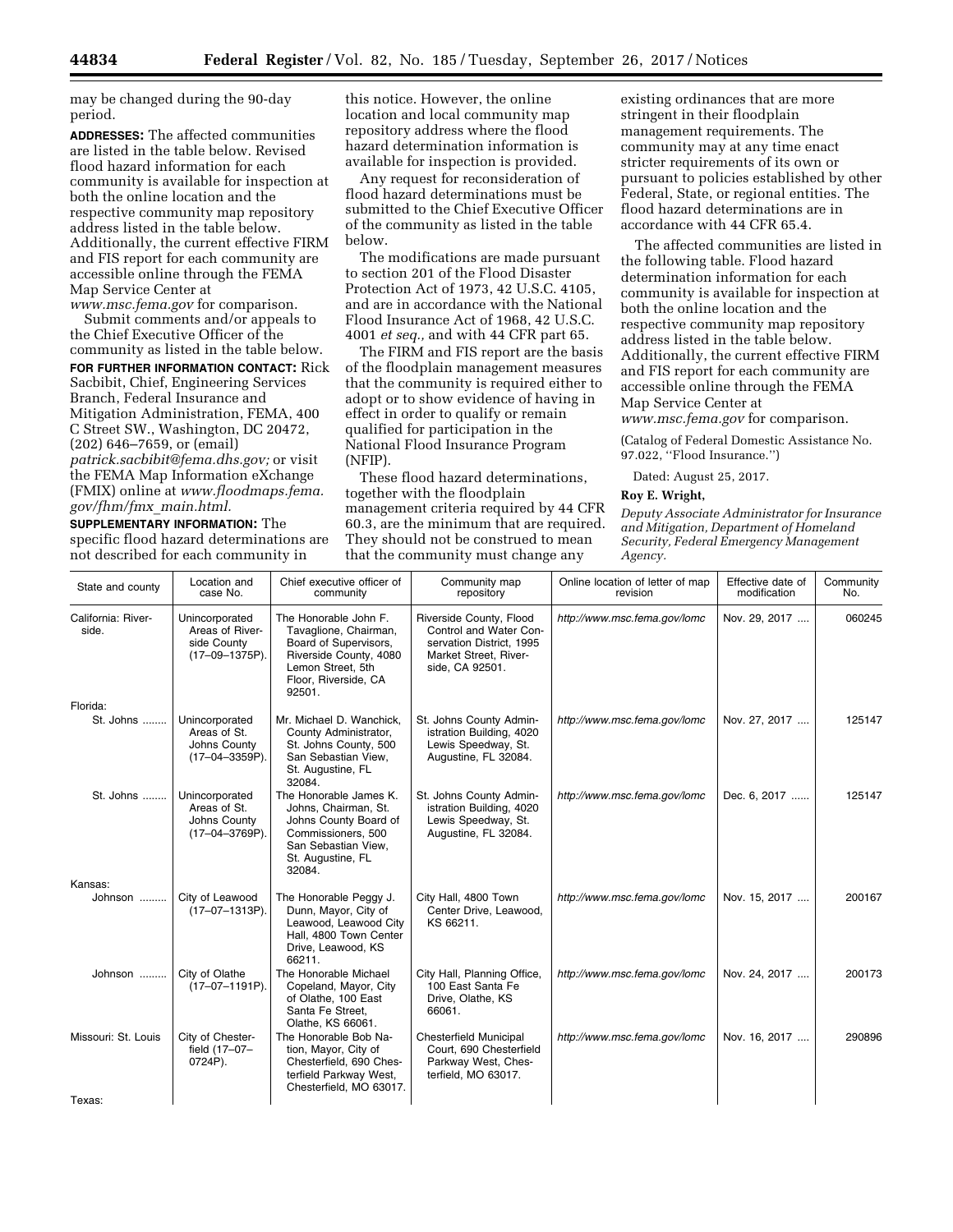may be changed during the 90-day period.

**ADDRESSES:** The affected communities are listed in the table below. Revised flood hazard information for each community is available for inspection at both the online location and the respective community map repository address listed in the table below. Additionally, the current effective FIRM and FIS report for each community are accessible online through the FEMA Map Service Center at *www.msc.fema.gov* for comparison.

Submit comments and/or appeals to the Chief Executive Officer of the community as listed in the table below.

**FOR FURTHER INFORMATION CONTACT:** Rick Sacbibit, Chief, Engineering Services Branch, Federal Insurance and Mitigation Administration, FEMA, 400 C Street SW., Washington, DC 20472, (202) 646–7659, or (email) *patrick.sacbibit@fema.dhs.gov;* or visit the FEMA Map Information eXchange (FMIX) online at *www.floodmaps.fema.gov/fhm/fmx_main.html.*

**SUPPLEMENTARY INFORMATION:** The specific flood hazard determinations are not described for each community in this notice. However, the online location and local community map repository address where the flood hazard determination information is available for inspection is provided.

Any request for reconsideration of flood hazard determinations must be submitted to the Chief Executive Officer of the community as listed in the table below.

The modifications are made pursuant to section 201 of the Flood Disaster Protection Act of 1973, 42 U.S.C. 4105, and are in accordance with the National Flood Insurance Act of 1968, 42 U.S.C. 4001 *et seq.,* and with 44 CFR part 65.

The FIRM and FIS report are the basis of the floodplain management measures that the community is required either to adopt or to show evidence of having in effect in order to qualify or remain qualified for participation in the National Flood Insurance Program (NFIP).

These flood hazard determinations, together with the floodplain management criteria required by 44 CFR 60.3, are the minimum that are required. They should not be construed to mean that the community must change any existing ordinances that are more stringent in their floodplain management requirements. The community may at any time enact stricter requirements of its own or pursuant to policies established by other Federal, State, or regional entities. The flood hazard determinations are in accordance with 44 CFR 65.4.

The affected communities are listed in the following table. Flood hazard determination information for each community is available for inspection at both the online location and the respective community map repository address listed in the table below. Additionally, the current effective FIRM and FIS report for each community are accessible online through the FEMA Map Service Center at *www.msc.fema.gov* for comparison.

(Catalog of Federal Domestic Assistance No. 97.022, ''Flood Insurance.'')

Dated: August 25, 2017.

**Roy E. Wright,**

*Deputy Associate Administrator for Insurance and Mitigation, Department of Homeland Security, Federal Emergency Management Agency.*

| State and county | Location and case No. | Chief executive officer of community | Community map repository | Online location of letter of map revision | Effective date of modification | Community No. |
|---|---|---|---|---|---|---|
| California: Riverside. | Unincorporated Areas of Riverside County (17–09–1375P). | The Honorable John F. Tavaglione, Chairman, Board of Supervisors, Riverside County, 4080 Lemon Street, 5th Floor, Riverside, CA 92501. | Riverside County, Flood Control and Water Conservation District, 1995 Market Street, Riverside, CA 92501. | *http://www.msc.fema.gov/lomc* | Nov. 29, 2017 .... | 060245 |
| Florida: | | | | | | |
| St. Johns ........ | Unincorporated Areas of St. Johns County (17–04–3359P). | Mr. Michael D. Wanchick, County Administrator, St. Johns County, 500 San Sebastian View, St. Augustine, FL 32084. | St. Johns County Administration Building, 4020 Lewis Speedway, St. Augustine, FL 32084. | *http://www.msc.fema.gov/lomc* | Nov. 27, 2017 .... | 125147 |
| St. Johns ........ | Unincorporated Areas of St. Johns County (17–04–3769P). | The Honorable James K. Johns, Chairman, St. Johns County Board of Commissioners, 500 San Sebastian View, St. Augustine, FL 32084. | St. Johns County Administration Building, 4020 Lewis Speedway, St. Augustine, FL 32084. | *http://www.msc.fema.gov/lomc* | Dec. 6, 2017 ...... | 125147 |
| Kansas: | | | | | | |
| Johnson ......... | City of Leawood (17–07–1313P). | The Honorable Peggy J. Dunn, Mayor, City of Leawood, Leawood City Hall, 4800 Town Center Drive, Leawood, KS 66211. | City Hall, 4800 Town Center Drive, Leawood, KS 66211. | *http://www.msc.fema.gov/lomc* | Nov. 15, 2017 .... | 200167 |
| Johnson ......... | City of Olathe (17–07–1191P). | The Honorable Michael Copeland, Mayor, City of Olathe, 100 East Santa Fe Street, Olathe, KS 66061. | City Hall, Planning Office, 100 East Santa Fe Drive, Olathe, KS 66061. | *http://www.msc.fema.gov/lomc* | Nov. 24, 2017 .... | 200173 |
| Missouri: St. Louis | City of Chesterfield (17–07–0724P). | The Honorable Bob Nation, Mayor, City of Chesterfield, 690 Chesterfield Parkway West, Chesterfield, MO 63017. | Chesterfield Municipal Court, 690 Chesterfield Parkway West, Chesterfield, MO 63017. | *http://www.msc.fema.gov/lomc* | Nov. 16, 2017 .... | 290896 |
| Texas: | | | | | | |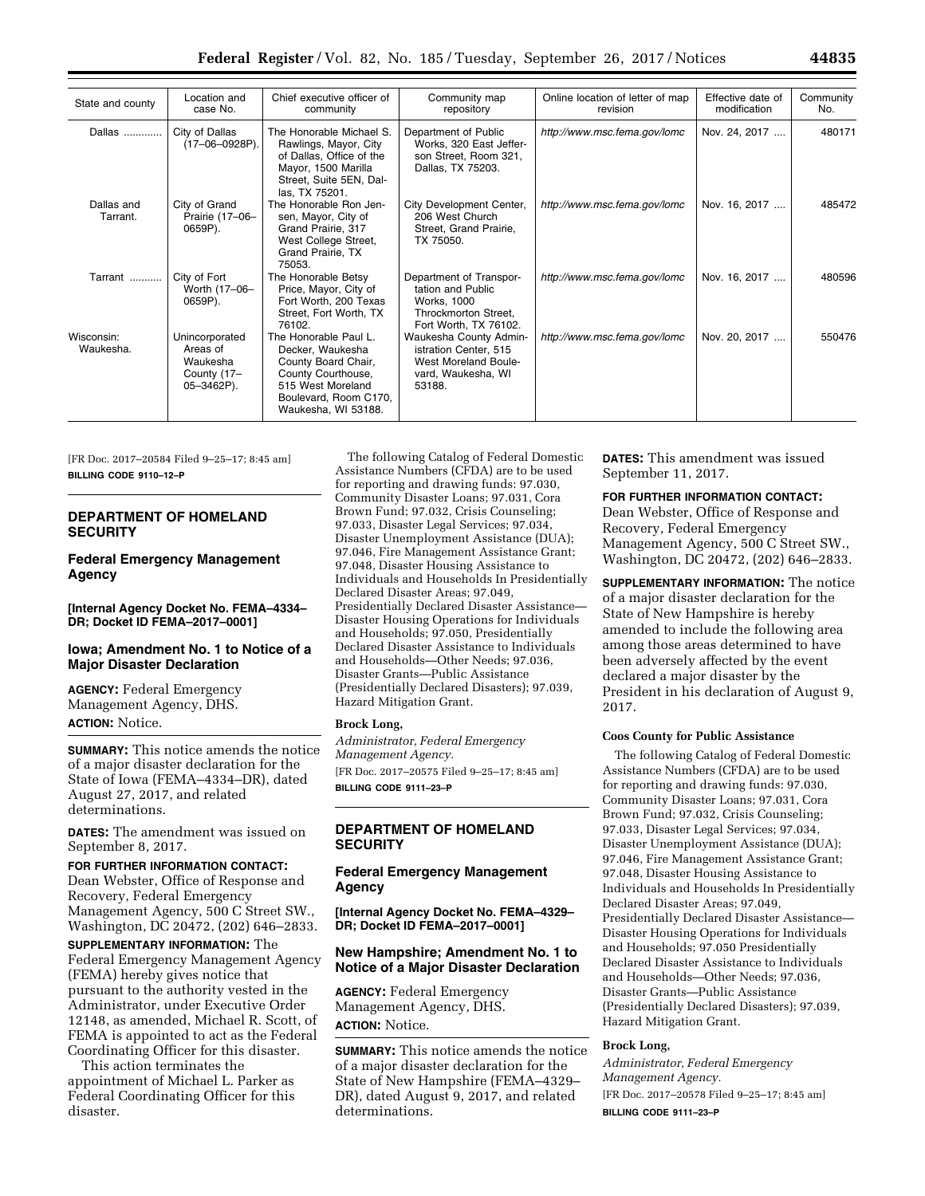| State and county | Location and case No. | Chief executive officer of community | Community map repository | Online location of letter of map revision | Effective date of modification | Community No. |
| --- | --- | --- | --- | --- | --- | --- |
| Dallas | City of Dallas (17–06–0928P). | The Honorable Michael S. Rawlings, Mayor, City of Dallas, Office of the Mayor, 1500 Marilla Street, Suite 5EN, Dallas, TX 75201. | Department of Public Works, 320 East Jefferson Street, Room 321, Dallas, TX 75203. | *http://www.msc.fema.gov/lomc* | Nov. 24, 2017 | 480171 |
| Dallas and Tarrant. | City of Grand Prairie (17–06–0659P). | The Honorable Ron Jensen, Mayor, City of Grand Prairie, 317 West College Street, Grand Prairie, TX 75053. | City Development Center, 206 West Church Street, Grand Prairie, TX 75050. | *http://www.msc.fema.gov/lomc* | Nov. 16, 2017 | 485472 |
| Tarrant | City of Fort Worth (17–06–0659P). | The Honorable Betsy Price, Mayor, City of Fort Worth, 200 Texas Street, Fort Worth, TX 76102. | Department of Transportation and Public Works, 1000 Throckmorton Street, Fort Worth, TX 76102. | *http://www.msc.fema.gov/lomc* | Nov. 16, 2017 | 480596 |
| Wisconsin: Waukesha. | Unincorporated Areas of Waukesha County (17–05–3462P). | The Honorable Paul L. Decker, Waukesha County Board Chair, County Courthouse, 515 West Moreland Boulevard, Room C170, Waukesha, WI 53188. | Waukesha County Administration Center, 515 West Moreland Boulevard, Waukesha, WI 53188. | *http://www.msc.fema.gov/lomc* | Nov. 20, 2017 | 550476 |

[FR Doc. 2017–20584 Filed 9–25–17; 8:45 am]

**BILLING CODE 9110–12–P**

## DEPARTMENT OF HOMELAND SECURITY

### Federal Emergency Management Agency

**[Internal Agency Docket No. FEMA–4334–DR; Docket ID FEMA–2017–0001]**

### Iowa; Amendment No. 1 to Notice of a Major Disaster Declaration

**AGENCY:** Federal Emergency Management Agency, DHS.

**ACTION:** Notice.

**SUMMARY:** This notice amends the notice of a major disaster declaration for the State of Iowa (FEMA–4334–DR), dated August 27, 2017, and related determinations.

**DATES:** The amendment was issued on September 8, 2017.

**FOR FURTHER INFORMATION CONTACT:** Dean Webster, Office of Response and Recovery, Federal Emergency Management Agency, 500 C Street SW., Washington, DC 20472, (202) 646–2833.

**SUPPLEMENTARY INFORMATION:** The Federal Emergency Management Agency (FEMA) hereby gives notice that pursuant to the authority vested in the Administrator, under Executive Order 12148, as amended, Michael R. Scott, of FEMA is appointed to act as the Federal Coordinating Officer for this disaster.

This action terminates the appointment of Michael L. Parker as Federal Coordinating Officer for this disaster.

The following Catalog of Federal Domestic Assistance Numbers (CFDA) are to be used for reporting and drawing funds: 97.030, Community Disaster Loans; 97.031, Cora Brown Fund; 97.032, Crisis Counseling; 97.033, Disaster Legal Services; 97.034, Disaster Unemployment Assistance (DUA); 97.046, Fire Management Assistance Grant; 97.048, Disaster Housing Assistance to Individuals and Households In Presidentially Declared Disaster Areas; 97.049, Presidentially Declared Disaster Assistance—Disaster Housing Operations for Individuals and Households; 97.050, Presidentially Declared Disaster Assistance to Individuals and Households—Other Needs; 97.036, Disaster Grants—Public Assistance (Presidentially Declared Disasters); 97.039, Hazard Mitigation Grant.

**Brock Long,**

*Administrator, Federal Emergency Management Agency.*

[FR Doc. 2017–20575 Filed 9–25–17; 8:45 am]

**BILLING CODE 9111–23–P**

## DEPARTMENT OF HOMELAND SECURITY

### Federal Emergency Management Agency

**[Internal Agency Docket No. FEMA–4329–DR; Docket ID FEMA–2017–0001]**

### New Hampshire; Amendment No. 1 to Notice of a Major Disaster Declaration

**AGENCY:** Federal Emergency Management Agency, DHS.

**ACTION:** Notice.

**SUMMARY:** This notice amends the notice of a major disaster declaration for the State of New Hampshire (FEMA–4329–DR), dated August 9, 2017, and related determinations.

**DATES:** This amendment was issued September 11, 2017.

**FOR FURTHER INFORMATION CONTACT:** Dean Webster, Office of Response and Recovery, Federal Emergency Management Agency, 500 C Street SW., Washington, DC 20472, (202) 646–2833.

**SUPPLEMENTARY INFORMATION:** The notice of a major disaster declaration for the State of New Hampshire is hereby amended to include the following area among those areas determined to have been adversely affected by the event declared a major disaster by the President in his declaration of August 9, 2017.

**Coos County for Public Assistance**

The following Catalog of Federal Domestic Assistance Numbers (CFDA) are to be used for reporting and drawing funds: 97.030, Community Disaster Loans; 97.031, Cora Brown Fund; 97.032, Crisis Counseling; 97.033, Disaster Legal Services; 97.034, Disaster Unemployment Assistance (DUA); 97.046, Fire Management Assistance Grant; 97.048, Disaster Housing Assistance to Individuals and Households In Presidentially Declared Disaster Areas; 97.049, Presidentially Declared Disaster Assistance—Disaster Housing Operations for Individuals and Households; 97.050 Presidentially Declared Disaster Assistance to Individuals and Households—Other Needs; 97.036, Disaster Grants—Public Assistance (Presidentially Declared Disasters); 97.039, Hazard Mitigation Grant.

**Brock Long,**

*Administrator, Federal Emergency Management Agency.*

[FR Doc. 2017–20578 Filed 9–25–17; 8:45 am]

**BILLING CODE 9111–23–P**